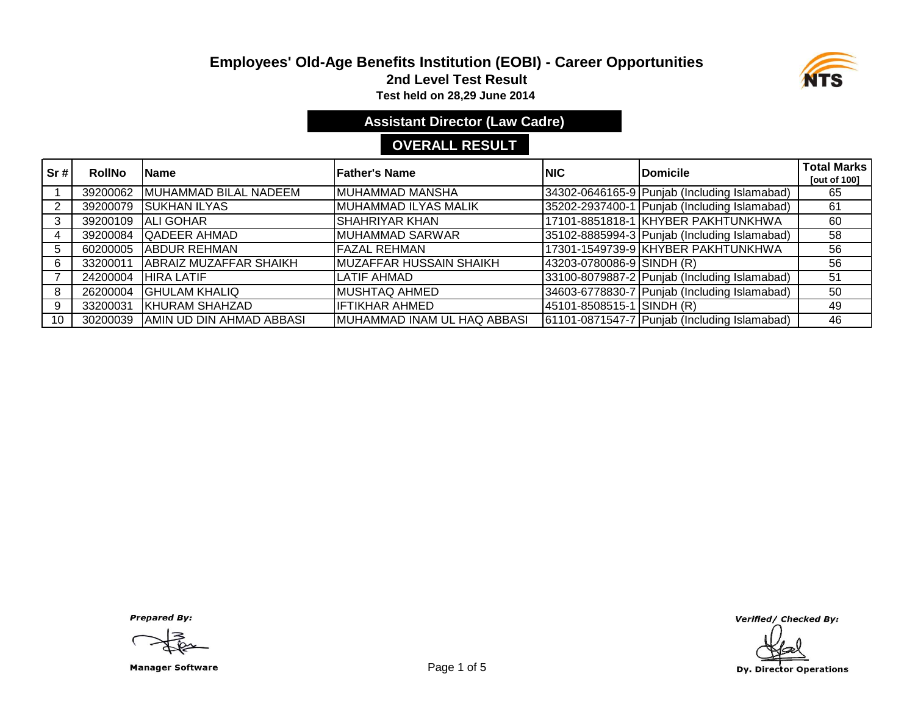# Employees' Old-Age Benefits Institution (EOBI) - Career Opportunities

## 2nd Level Test Result

**Test held on 28,29 June 2014**

## Assistant Director (Law Cadre)

## OVERALL RESULT

| Sr # | RollNo | Name | Father's Name | NIC | Domicile | Total Marks [out of 100] |
|---|---|---|---|---|---|---|
| 1 | 39200062 | MUHAMMAD BILAL NADEEM | MUHAMMAD MANSHA | 34302-0646165-9 | Punjab (Including Islamabad) | 65 |
| 2 | 39200079 | SUKHAN ILYAS | MUHAMMAD ILYAS MALIK | 35202-2937400-1 | Punjab (Including Islamabad) | 61 |
| 3 | 39200109 | ALI GOHAR | SHAHRIYAR KHAN | 17101-8851818-1 | KHYBER PAKHTUNKHWA | 60 |
| 4 | 39200084 | QADEER AHMAD | MUHAMMAD SARWAR | 35102-8885994-3 | Punjab (Including Islamabad) | 58 |
| 5 | 60200005 | ABDUR REHMAN | FAZAL REHMAN | 17301-1549739-9 | KHYBER PAKHTUNKHWA | 56 |
| 6 | 33200011 | ABRAIZ MUZAFFAR SHAIKH | MUZAFFAR HUSSAIN SHAIKH | 43203-0780086-9 | SINDH (R) | 56 |
| 7 | 24200004 | HIRA LATIF | LATIF AHMAD | 33100-8079887-2 | Punjab (Including Islamabad) | 51 |
| 8 | 26200004 | GHULAM KHALIQ | MUSHTAQ AHMED | 34603-6778830-7 | Punjab (Including Islamabad) | 50 |
| 9 | 33200031 | KHURAM SHAHZAD | IFTIKHAR AHMED | 45101-8508515-1 | SINDH (R) | 49 |
| 10 | 30200039 | AMIN UD DIN AHMAD ABBASI | MUHAMMAD INAM UL HAQ ABBASI | 61101-0871547-7 | Punjab (Including Islamabad) | 46 |

*Prepared By:*

**Manager Software**

*Verified/ Checked By:*

**Dy. Director Operations**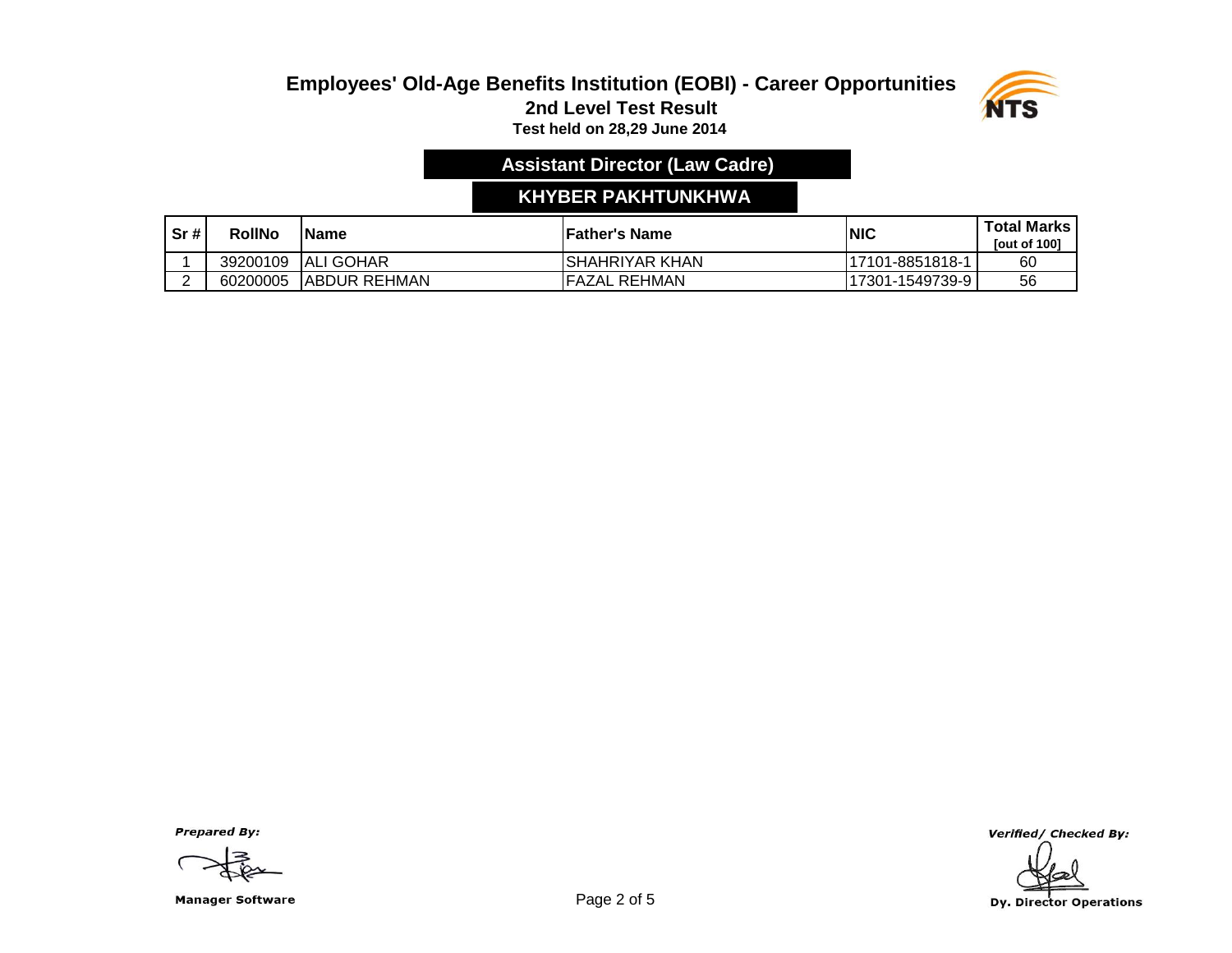# Employees' Old-Age Benefits Institution (EOBI) - Career Opportunities

## 2nd Level Test Result

**Test held on 28,29 June 2014**

### Assistant Director (Law Cadre)

### KHYBER PAKHTUNKHWA

| Sr # | RollNo | Name | Father's Name | NIC | Total Marks [out of 100] |
|---|---|---|---|---|---|
| 1 | 39200109 | ALI GOHAR | SHAHRIYAR KHAN | 17101-8851818-1 | 60 |
| 2 | 60200005 | ABDUR REHMAN | FAZAL REHMAN | 17301-1549739-9 | 56 |

*Prepared By:*

**Manager Software**

*Verified/ Checked By:*

**Dy. Director Operations**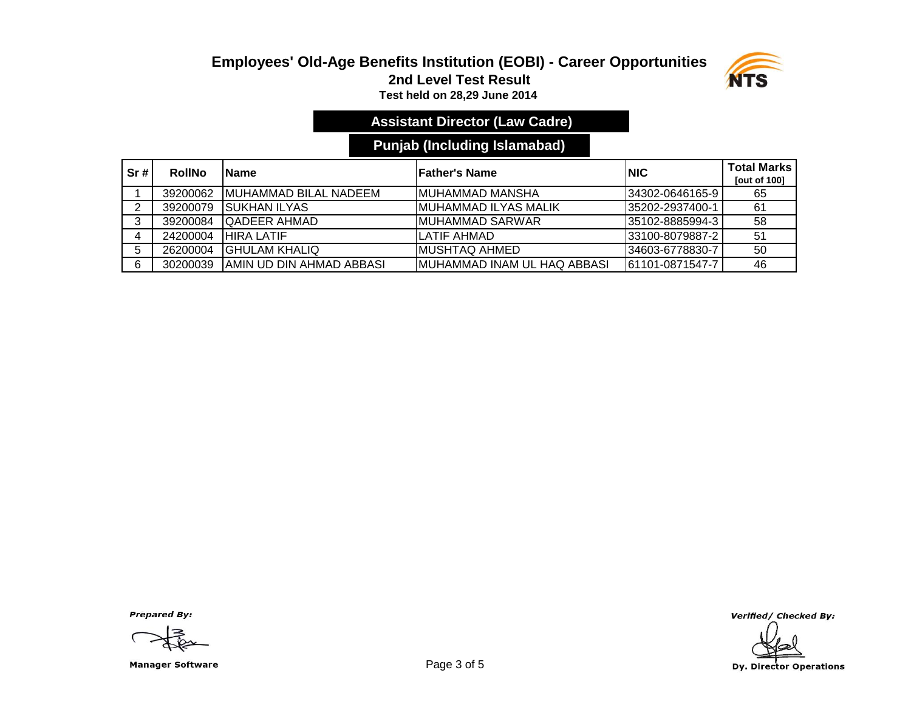# Employees' Old-Age Benefits Institution (EOBI) - Career Opportunities

## 2nd Level Test Result

**Test held on 28,29 June 2014**

### Assistant Director (Law Cadre)

### Punjab (Including Islamabad)

| Sr # | RollNo | Name | Father's Name | NIC | Total Marks [out of 100] |
|---|---|---|---|---|---|
| 1 | 39200062 | MUHAMMAD BILAL NADEEM | MUHAMMAD MANSHA | 34302-0646165-9 | 65 |
| 2 | 39200079 | SUKHAN ILYAS | MUHAMMAD ILYAS MALIK | 35202-2937400-1 | 61 |
| 3 | 39200084 | QADEER AHMAD | MUHAMMAD SARWAR | 35102-8885994-3 | 58 |
| 4 | 24200004 | HIRA LATIF | LATIF AHMAD | 33100-8079887-2 | 51 |
| 5 | 26200004 | GHULAM KHALIQ | MUSHTAQ AHMED | 34603-6778830-7 | 50 |
| 6 | 30200039 | AMIN UD DIN AHMAD ABBASI | MUHAMMAD INAM UL HAQ ABBASI | 61101-0871547-7 | 46 |

*Prepared By:*

**Manager Software**

*Verified/ Checked By:*

**Dy. Director Operations**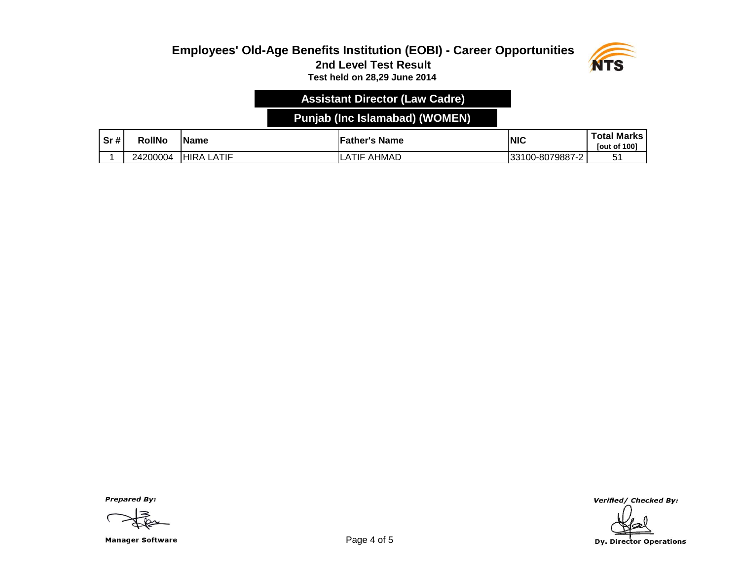# Employees' Old-Age Benefits Institution (EOBI) - Career Opportunities

## 2nd Level Test Result

**Test held on 28,29 June 2014**

### Assistant Director (Law Cadre)

### Punjab (Inc Islamabad) (WOMEN)

| Sr # | RollNo | Name | Father's Name | NIC | Total Marks [out of 100] |
|---|---|---|---|---|---|
| 1 | 24200004 | HIRA LATIF | LATIF AHMAD | 33100-8079887-2 | 51 |

*Prepared By:*

**Manager Software**

*Verified/ Checked By:*

**Dy. Director Operations**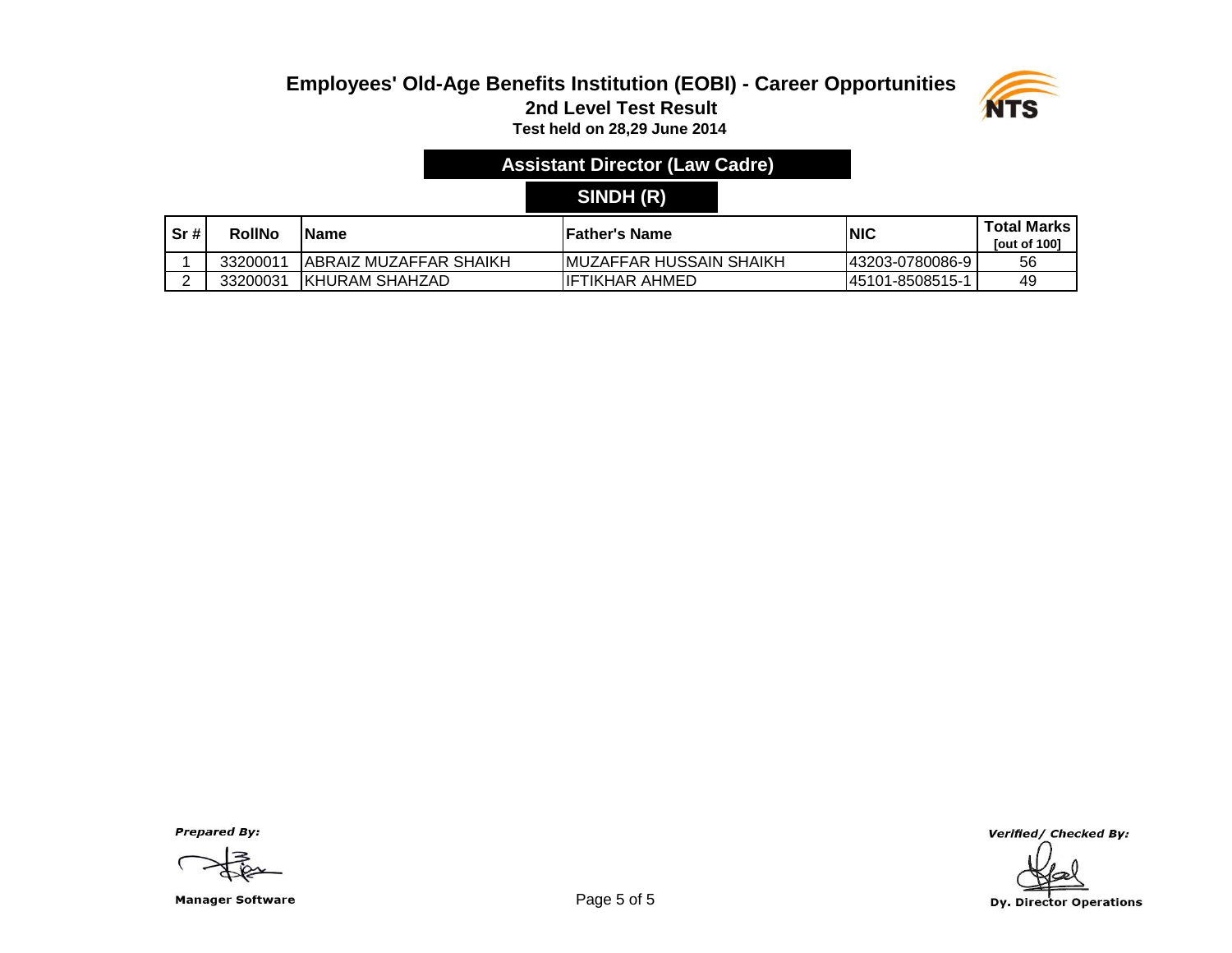# Employees' Old-Age Benefits Institution (EOBI) - Career Opportunities

## 2nd Level Test Result

**Test held on 28,29 June 2014**

### Assistant Director (Law Cadre)

### SINDH (R)

| Sr # | RollNo | Name | Father's Name | NIC | Total Marks [out of 100] |
|---|---|---|---|---|---|
| 1 | 33200011 | ABRAIZ MUZAFFAR SHAIKH | MUZAFFAR HUSSAIN SHAIKH | 43203-0780086-9 | 56 |
| 2 | 33200031 | KHURAM SHAHZAD | IFTIKHAR AHMED | 45101-8508515-1 | 49 |

*Prepared By:*

**Manager Software**

*Verified/ Checked By:*

**Dy. Director Operations**